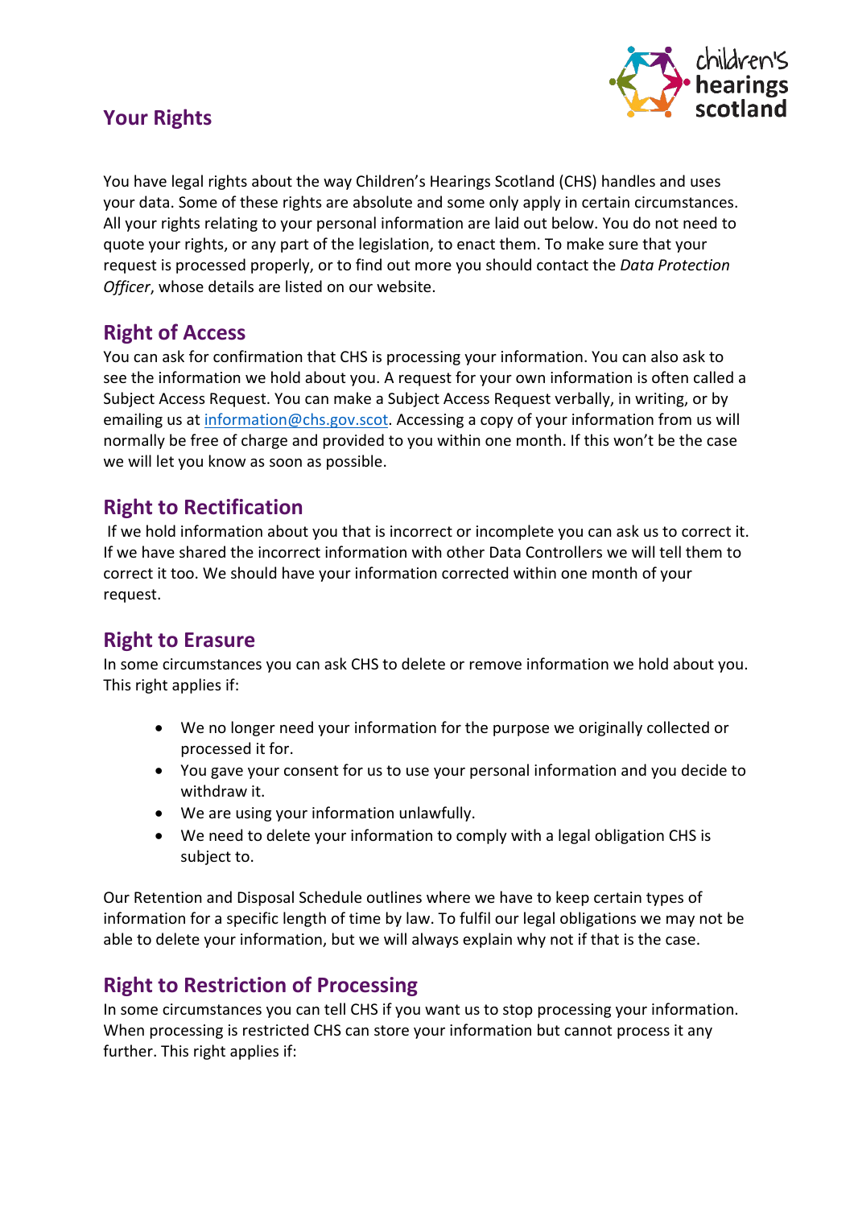## Your Rights

You have legal rights about the way Children's Hearings Scotland (CHS) handles and uses your data. Some of these rights are absolute and some only apply in certain circumstances. All your rights relating to your personal information are laid out below. You do not need to quote your rights, or any part of the legislation, to enact them. To make sure that your request is processed properly, or to find out more you should contact the *Data Protection Officer*, whose details are listed on our website.

## Right of Access

You can ask for confirmation that CHS is processing your information. You can also ask to see the information we hold about you. A request for your own information is often called a Subject Access Request. You can make a Subject Access Request verbally, in writing, or by emailing us at information@chs.gov.scot. Accessing a copy of your information from us will normally be free of charge and provided to you within one month. If this won't be the case we will let you know as soon as possible.

## Right to Rectification

If we hold information about you that is incorrect or incomplete you can ask us to correct it. If we have shared the incorrect information with other Data Controllers we will tell them to correct it too. We should have your information corrected within one month of your request.

## Right to Erasure

In some circumstances you can ask CHS to delete or remove information we hold about you. This right applies if:

- We no longer need your information for the purpose we originally collected or processed it for.
- You gave your consent for us to use your personal information and you decide to withdraw it.
- We are using your information unlawfully.
- We need to delete your information to comply with a legal obligation CHS is subject to.

Our Retention and Disposal Schedule outlines where we have to keep certain types of information for a specific length of time by law. To fulfil our legal obligations we may not be able to delete your information, but we will always explain why not if that is the case.

## Right to Restriction of Processing

In some circumstances you can tell CHS if you want us to stop processing your information. When processing is restricted CHS can store your information but cannot process it any further. This right applies if: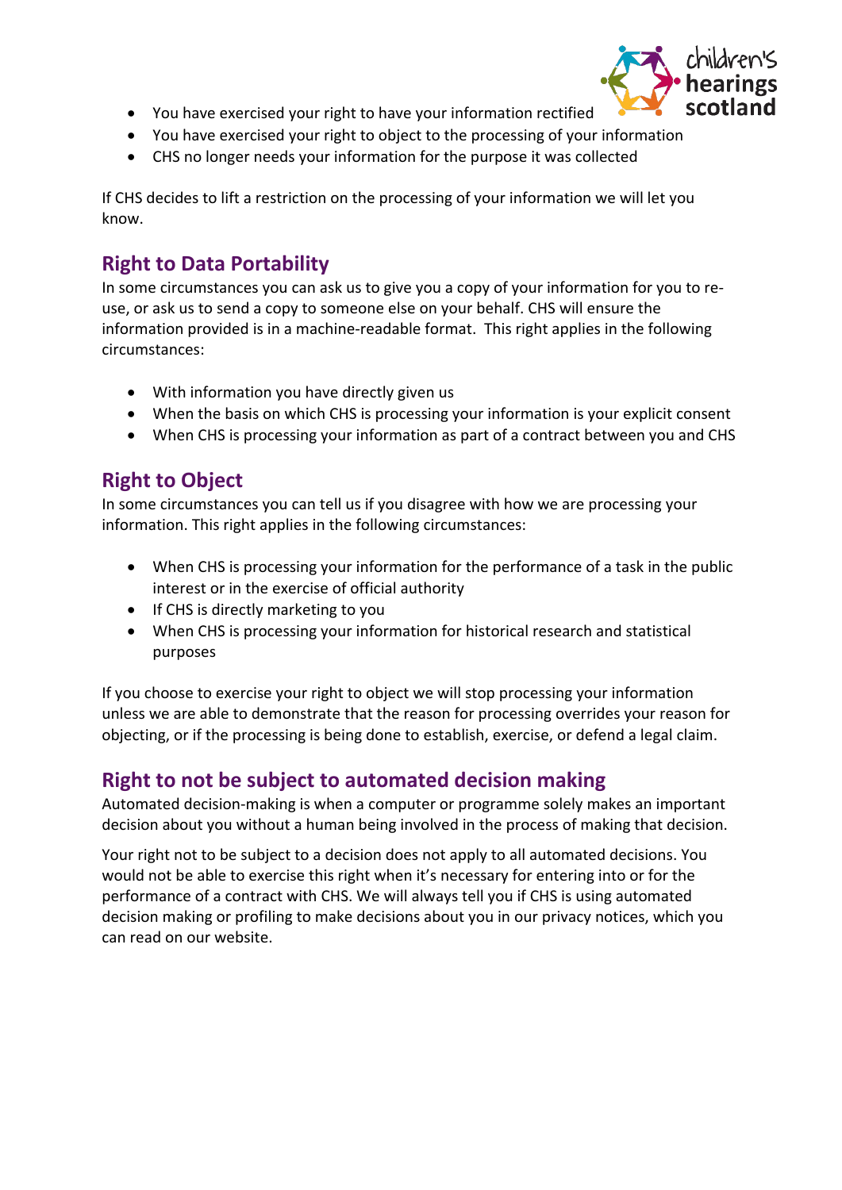- You have exercised your right to have your information rectified
- You have exercised your right to object to the processing of your information
- CHS no longer needs your information for the purpose it was collected

If CHS decides to lift a restriction on the processing of your information we will let you know.

## Right to Data Portability

In some circumstances you can ask us to give you a copy of your information for you to re-use, or ask us to send a copy to someone else on your behalf. CHS will ensure the information provided is in a machine-readable format. This right applies in the following circumstances:

- With information you have directly given us
- When the basis on which CHS is processing your information is your explicit consent
- When CHS is processing your information as part of a contract between you and CHS

## Right to Object

In some circumstances you can tell us if you disagree with how we are processing your information. This right applies in the following circumstances:

- When CHS is processing your information for the performance of a task in the public interest or in the exercise of official authority
- If CHS is directly marketing to you
- When CHS is processing your information for historical research and statistical purposes

If you choose to exercise your right to object we will stop processing your information unless we are able to demonstrate that the reason for processing overrides your reason for objecting, or if the processing is being done to establish, exercise, or defend a legal claim.

## Right to not be subject to automated decision making

Automated decision-making is when a computer or programme solely makes an important decision about you without a human being involved in the process of making that decision.

Your right not to be subject to a decision does not apply to all automated decisions. You would not be able to exercise this right when it's necessary for entering into or for the performance of a contract with CHS. We will always tell you if CHS is using automated decision making or profiling to make decisions about you in our privacy notices, which you can read on our website.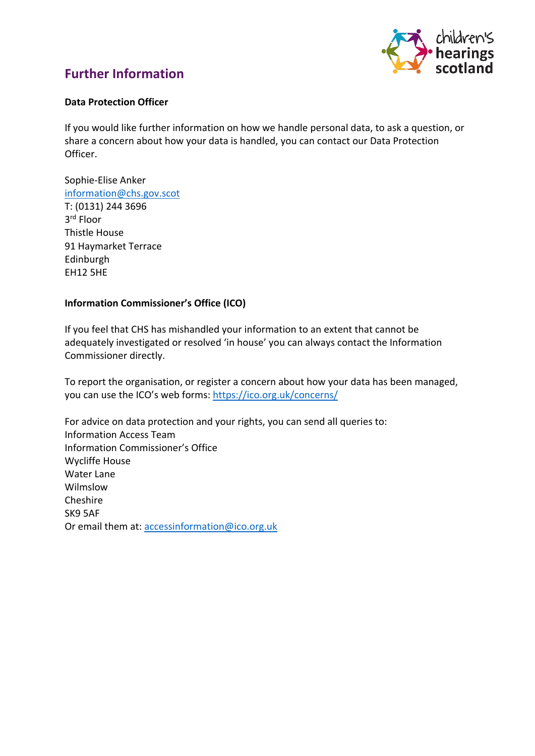## Further Information

**Data Protection Officer**

If you would like further information on how we handle personal data, to ask a question, or share a concern about how your data is handled, you can contact our Data Protection Officer.

Sophie-Elise Anker
information@chs.gov.scot
T: (0131) 244 3696
3rd Floor
Thistle House
91 Haymarket Terrace
Edinburgh
EH12 5HE

**Information Commissioner's Office (ICO)**

If you feel that CHS has mishandled your information to an extent that cannot be adequately investigated or resolved 'in house' you can always contact the Information Commissioner directly.

To report the organisation, or register a concern about how your data has been managed, you can use the ICO's web forms: https://ico.org.uk/concerns/

For advice on data protection and your rights, you can send all queries to:
Information Access Team
Information Commissioner's Office
Wycliffe House
Water Lane
Wilmslow
Cheshire
SK9 5AF
Or email them at: accessinformation@ico.org.uk